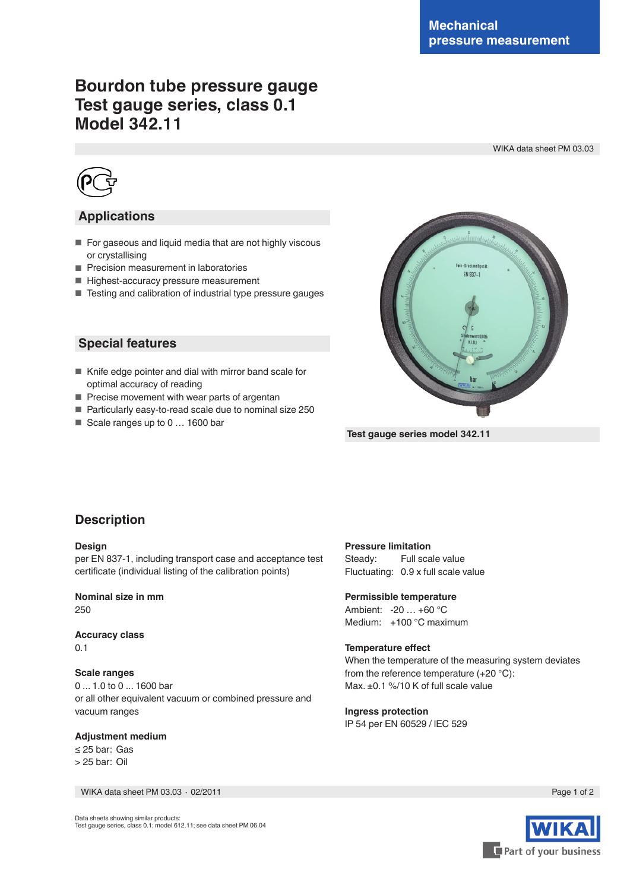Mechanical pressure measurement

# Bourdon tube pressure gauge
# Test gauge series, class 0.1
# Model 342.11

WIKA data sheet PM 03.03

## Applications

- For gaseous and liquid media that are not highly viscous or crystallising
- Precision measurement in laboratories
- Highest-accuracy pressure measurement
- Testing and calibration of industrial type pressure gauges

## Special features

- Knife edge pointer and dial with mirror band scale for optimal accuracy of reading
- Precise movement with wear parts of argentan
- Particularly easy-to-read scale due to nominal size 250
- Scale ranges up to 0 … 1600 bar

**Test gauge series model 342.11**

## Description

**Design**
per EN 837-1, including transport case and acceptance test certificate (individual listing of the calibration points)

**Nominal size in mm**
250

**Accuracy class**
0.1

**Scale ranges**
0 ... 1.0 to 0 ... 1600 bar
or all other equivalent vacuum or combined pressure and vacuum ranges

**Adjustment medium**
≤ 25 bar: Gas
> 25 bar: Oil

**Pressure limitation**
Steady: Full scale value
Fluctuating: 0.9 x full scale value

**Permissible temperature**
Ambient: -20 … +60 °C
Medium: +100 °C maximum

**Temperature effect**
When the temperature of the measuring system deviates from the reference temperature (+20 °C):
Max. ±0.1 %/10 K of full scale value

**Ingress protection**
IP 54 per EN 60529 / IEC 529

Data sheets showing similar products:
Test gauge series, class 0.1; model 612.11; see data sheet PM 06.04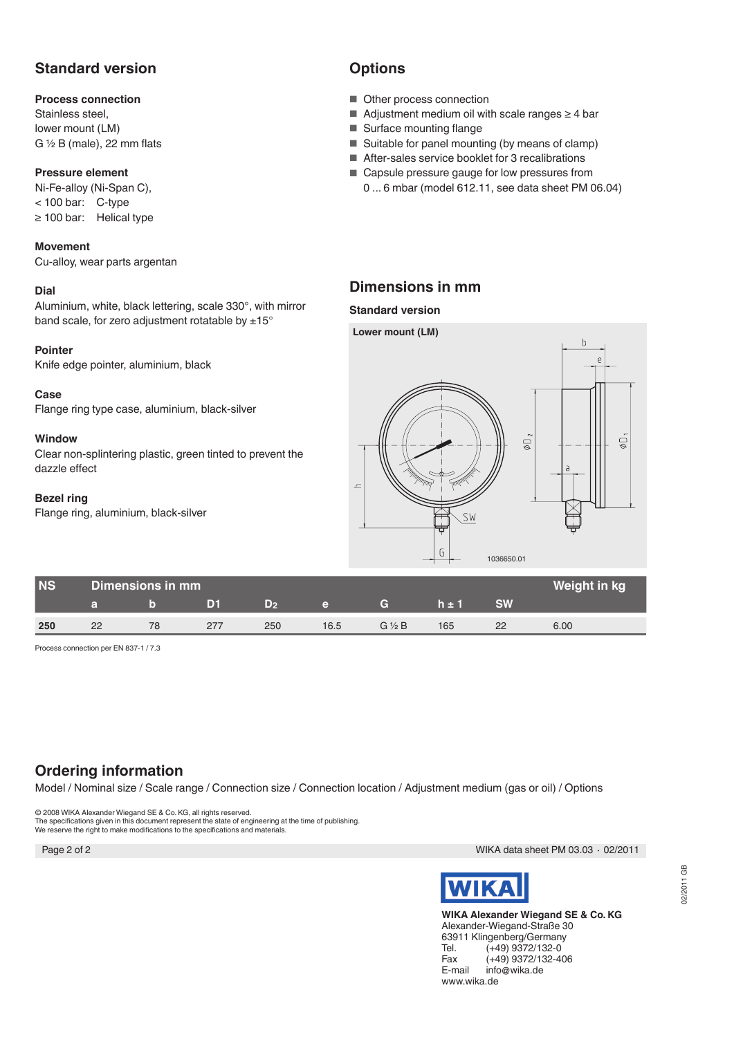## Standard version

**Process connection**
Stainless steel,
lower mount (LM)
G ½ B (male), 22 mm flats

**Pressure element**
Ni-Fe-alloy (Ni-Span C),
< 100 bar: C-type
≥ 100 bar: Helical type

**Movement**
Cu-alloy, wear parts argentan

**Dial**
Aluminium, white, black lettering, scale 330°, with mirror band scale, for zero adjustment rotatable by ±15°

**Pointer**
Knife edge pointer, aluminium, black

**Case**
Flange ring type case, aluminium, black-silver

**Window**
Clear non-splintering plastic, green tinted to prevent the dazzle effect

**Bezel ring**
Flange ring, aluminium, black-silver

## Options

- Other process connection
- Adjustment medium oil with scale ranges ≥ 4 bar
- Surface mounting flange
- Suitable for panel mounting (by means of clamp)
- After-sales service booklet for 3 recalibrations
- Capsule pressure gauge for low pressures from 0 ... 6 mbar (model 612.11, see data sheet PM 06.04)

## Dimensions in mm

**Standard version**

Lower mount (LM)

b
e
$\phi D_2$
$\phi D_1$
a
h
SW
G
1036650.01

| NS | Dimensions in mm | | | | | | | | Weight in kg |
|---|---|---|---|---|---|---|---|---|---|
| | a | b | D1 | $D_2$ | e | G | h ± 1 | SW | |
| 250 | 22 | 78 | 277 | 250 | 16.5 | G ½ B | 165 | 22 | 6.00 |

Process connection per EN 837-1 / 7.3

## Ordering information

Model / Nominal size / Scale range / Connection size / Connection location / Adjustment medium (gas or oil) / Options

© 2008 WIKA Alexander Wiegand SE & Co. KG, all rights reserved.
The specifications given in this document represent the state of engineering at the time of publishing.
We reserve the right to make modifications to the specifications and materials.

WIKA data sheet PM 03.03 · 02/2011

**WIKA Alexander Wiegand SE & Co. KG**
Alexander-Wiegand-Straße 30
63911 Klingenberg/Germany
Tel. (+49) 9372/132-0
Fax (+49) 9372/132-406
E-mail info@wika.de
www.wika.de

02/2011 GB